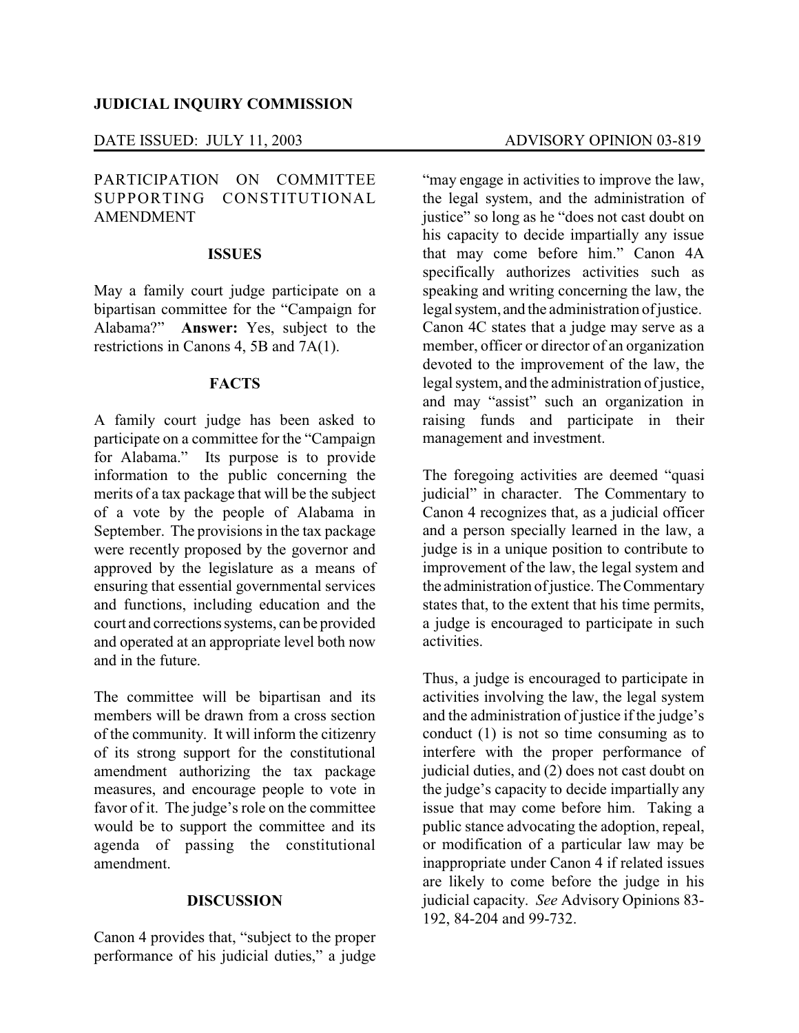**JUDICIAL INQUIRY COMMISSION**

DATE ISSUED: JULY 11, 2003 ADVISORY OPINION 03-819

PARTICIPATION ON COMMITTEE SUPPORTING CONSTITUTIONAL AMENDMENT

## ISSUES

May a family court judge participate on a bipartisan committee for the "Campaign for Alabama?" **Answer:** Yes, subject to the restrictions in Canons 4, 5B and 7A(1).

## FACTS

A family court judge has been asked to participate on a committee for the "Campaign for Alabama." Its purpose is to provide information to the public concerning the merits of a tax package that will be the subject of a vote by the people of Alabama in September. The provisions in the tax package were recently proposed by the governor and approved by the legislature as a means of ensuring that essential governmental services and functions, including education and the court and corrections systems, can be provided and operated at an appropriate level both now and in the future.

The committee will be bipartisan and its members will be drawn from a cross section of the community. It will inform the citizenry of its strong support for the constitutional amendment authorizing the tax package measures, and encourage people to vote in favor of it. The judge's role on the committee would be to support the committee and its agenda of passing the constitutional amendment.

## DISCUSSION

Canon 4 provides that, "subject to the proper performance of his judicial duties," a judge "may engage in activities to improve the law, the legal system, and the administration of justice" so long as he "does not cast doubt on his capacity to decide impartially any issue that may come before him." Canon 4A specifically authorizes activities such as speaking and writing concerning the law, the legal system, and the administration of justice. Canon 4C states that a judge may serve as a member, officer or director of an organization devoted to the improvement of the law, the legal system, and the administration of justice, and may "assist" such an organization in raising funds and participate in their management and investment.

The foregoing activities are deemed "quasi judicial" in character. The Commentary to Canon 4 recognizes that, as a judicial officer and a person specially learned in the law, a judge is in a unique position to contribute to improvement of the law, the legal system and the administration of justice. The Commentary states that, to the extent that his time permits, a judge is encouraged to participate in such activities.

Thus, a judge is encouraged to participate in activities involving the law, the legal system and the administration of justice if the judge's conduct (1) is not so time consuming as to interfere with the proper performance of judicial duties, and (2) does not cast doubt on the judge's capacity to decide impartially any issue that may come before him. Taking a public stance advocating the adoption, repeal, or modification of a particular law may be inappropriate under Canon 4 if related issues are likely to come before the judge in his judicial capacity. *See* Advisory Opinions 83-192, 84-204 and 99-732.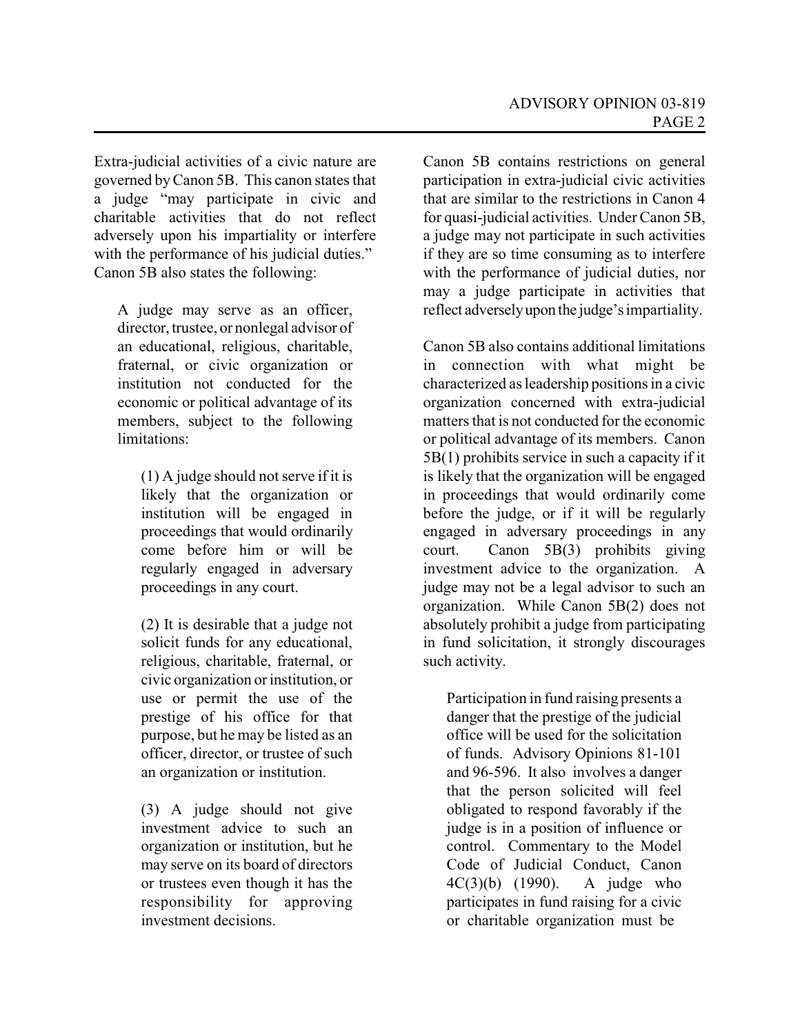Extra-judicial activities of a civic nature are governed by Canon 5B. This canon states that a judge "may participate in civic and charitable activities that do not reflect adversely upon his impartiality or interfere with the performance of his judicial duties." Canon 5B also states the following:

> A judge may serve as an officer, director, trustee, or nonlegal advisor of an educational, religious, charitable, fraternal, or civic organization or institution not conducted for the economic or political advantage of its members, subject to the following limitations:
>
> (1) A judge should not serve if it is likely that the organization or institution will be engaged in proceedings that would ordinarily come before him or will be regularly engaged in adversary proceedings in any court.
>
> (2) It is desirable that a judge not solicit funds for any educational, religious, charitable, fraternal, or civic organization or institution, or use or permit the use of the prestige of his office for that purpose, but he may be listed as an officer, director, or trustee of such an organization or institution.
>
> (3) A judge should not give investment advice to such an organization or institution, but he may serve on its board of directors or trustees even though it has the responsibility for approving investment decisions.

Canon 5B contains restrictions on general participation in extra-judicial civic activities that are similar to the restrictions in Canon 4 for quasi-judicial activities. Under Canon 5B, a judge may not participate in such activities if they are so time consuming as to interfere with the performance of judicial duties, nor may a judge participate in activities that reflect adversely upon the judge's impartiality.

Canon 5B also contains additional limitations in connection with what might be characterized as leadership positions in a civic organization concerned with extra-judicial matters that is not conducted for the economic or political advantage of its members. Canon 5B(1) prohibits service in such a capacity if it is likely that the organization will be engaged in proceedings that would ordinarily come before the judge, or if it will be regularly engaged in adversary proceedings in any court. Canon 5B(3) prohibits giving investment advice to the organization. A judge may not be a legal advisor to such an organization. While Canon 5B(2) does not absolutely prohibit a judge from participating in fund solicitation, it strongly discourages such activity.

> Participation in fund raising presents a danger that the prestige of the judicial office will be used for the solicitation of funds. Advisory Opinions 81-101 and 96-596. It also involves a danger that the person solicited will feel obligated to respond favorably if the judge is in a position of influence or control. Commentary to the Model Code of Judicial Conduct, Canon 4C(3)(b) (1990). A judge who participates in fund raising for a civic or charitable organization must be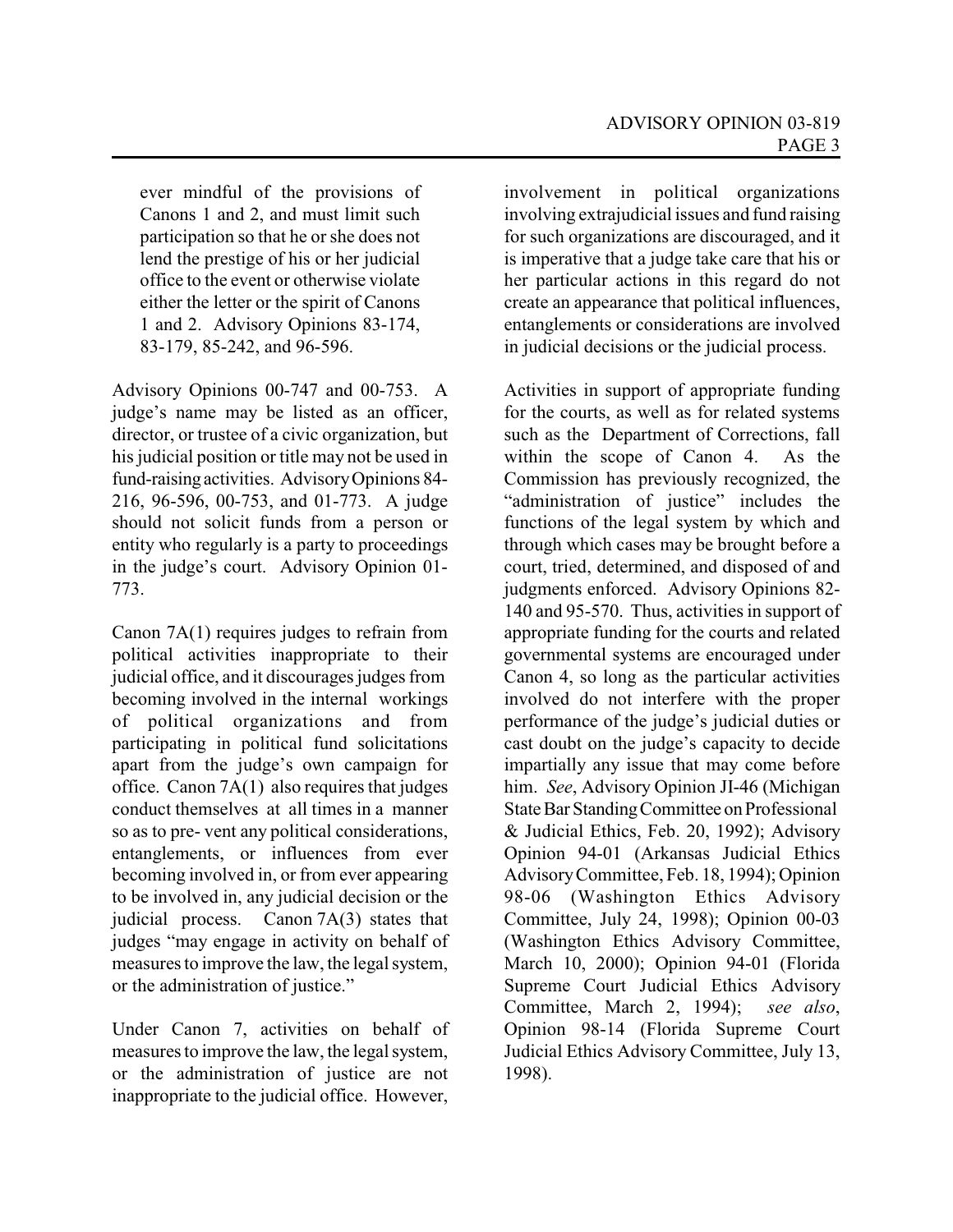ever mindful of the provisions of Canons 1 and 2, and must limit such participation so that he or she does not lend the prestige of his or her judicial office to the event or otherwise violate either the letter or the spirit of Canons 1 and 2. Advisory Opinions 83-174, 83-179, 85-242, and 96-596.

Advisory Opinions 00-747 and 00-753. A judge's name may be listed as an officer, director, or trustee of a civic organization, but his judicial position or title may not be used in fund-raising activities. Advisory Opinions 84-216, 96-596, 00-753, and 01-773. A judge should not solicit funds from a person or entity who regularly is a party to proceedings in the judge's court. Advisory Opinion 01-773.

Canon 7A(1) requires judges to refrain from political activities inappropriate to their judicial office, and it discourages judges from becoming involved in the internal workings of political organizations and from participating in political fund solicitations apart from the judge's own campaign for office. Canon 7A(1) also requires that judges conduct themselves at all times in a manner so as to pre- vent any political considerations, entanglements, or influences from ever becoming involved in, or from ever appearing to be involved in, any judicial decision or the judicial process. Canon 7A(3) states that judges "may engage in activity on behalf of measures to improve the law, the legal system, or the administration of justice."

Under Canon 7, activities on behalf of measures to improve the law, the legal system, or the administration of justice are not inappropriate to the judicial office. However, involvement in political organizations involving extrajudicial issues and fund raising for such organizations are discouraged, and it is imperative that a judge take care that his or her particular actions in this regard do not create an appearance that political influences, entanglements or considerations are involved in judicial decisions or the judicial process.

Activities in support of appropriate funding for the courts, as well as for related systems such as the Department of Corrections, fall within the scope of Canon 4. As the Commission has previously recognized, the "administration of justice" includes the functions of the legal system by which and through which cases may be brought before a court, tried, determined, and disposed of and judgments enforced. Advisory Opinions 82-140 and 95-570. Thus, activities in support of appropriate funding for the courts and related governmental systems are encouraged under Canon 4, so long as the particular activities involved do not interfere with the proper performance of the judge's judicial duties or cast doubt on the judge's capacity to decide impartially any issue that may come before him. *See*, Advisory Opinion JI-46 (Michigan State Bar Standing Committee on Professional & Judicial Ethics, Feb. 20, 1992); Advisory Opinion 94-01 (Arkansas Judicial Ethics Advisory Committee, Feb. 18, 1994); Opinion 98-06 (Washington Ethics Advisory Committee, July 24, 1998); Opinion 00-03 (Washington Ethics Advisory Committee, March 10, 2000); Opinion 94-01 (Florida Supreme Court Judicial Ethics Advisory Committee, March 2, 1994); *see also*, Opinion 98-14 (Florida Supreme Court Judicial Ethics Advisory Committee, July 13, 1998).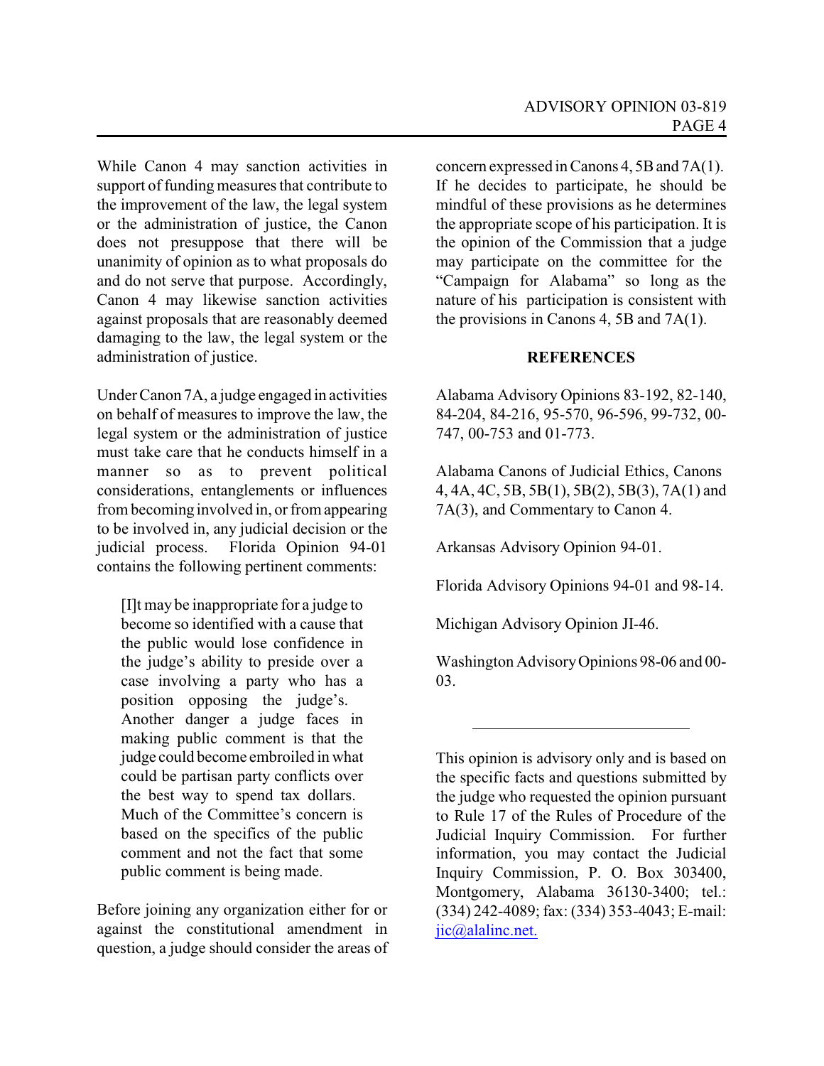While Canon 4 may sanction activities in support of funding measures that contribute to the improvement of the law, the legal system or the administration of justice, the Canon does not presuppose that there will be unanimity of opinion as to what proposals do and do not serve that purpose. Accordingly, Canon 4 may likewise sanction activities against proposals that are reasonably deemed damaging to the law, the legal system or the administration of justice.

Under Canon 7A, a judge engaged in activities on behalf of measures to improve the law, the legal system or the administration of justice must take care that he conducts himself in a manner so as to prevent political considerations, entanglements or influences from becoming involved in, or from appearing to be involved in, any judicial decision or the judicial process. Florida Opinion 94-01 contains the following pertinent comments:

> [I]t may be inappropriate for a judge to become so identified with a cause that the public would lose confidence in the judge's ability to preside over a case involving a party who has a position opposing the judge's. Another danger a judge faces in making public comment is that the judge could become embroiled in what could be partisan party conflicts over the best way to spend tax dollars. Much of the Committee's concern is based on the specifics of the public comment and not the fact that some public comment is being made.

Before joining any organization either for or against the constitutional amendment in question, a judge should consider the areas of concern expressed in Canons 4, 5B and 7A(1). If he decides to participate, he should be mindful of these provisions as he determines the appropriate scope of his participation. It is the opinion of the Commission that a judge may participate on the committee for the "Campaign for Alabama" so long as the nature of his participation is consistent with the provisions in Canons 4, 5B and 7A(1).

## REFERENCES

Alabama Advisory Opinions 83-192, 82-140, 84-204, 84-216, 95-570, 96-596, 99-732, 00-747, 00-753 and 01-773.

Alabama Canons of Judicial Ethics, Canons 4, 4A, 4C, 5B, 5B(1), 5B(2), 5B(3), 7A(1) and 7A(3), and Commentary to Canon 4.

Arkansas Advisory Opinion 94-01.

Florida Advisory Opinions 94-01 and 98-14.

Michigan Advisory Opinion JI-46.

Washington Advisory Opinions 98-06 and 00-03.

---

This opinion is advisory only and is based on the specific facts and questions submitted by the judge who requested the opinion pursuant to Rule 17 of the Rules of Procedure of the Judicial Inquiry Commission. For further information, you may contact the Judicial Inquiry Commission, P. O. Box 303400, Montgomery, Alabama 36130-3400; tel.: (334) 242-4089; fax: (334) 353-4043; E-mail: jic@alalinc.net.